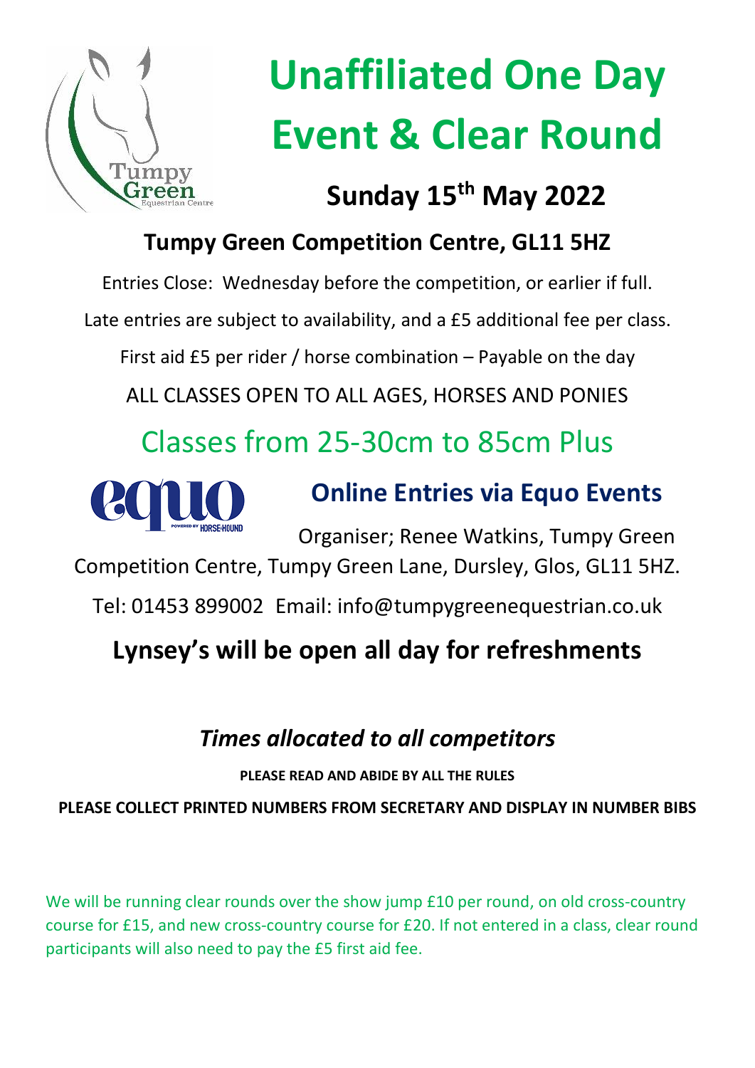# Unaffiliated One Day Event & Clear Round

## Sunday 15th May 2022

### Tumpy Green Competition Centre, GL11 5HZ

Entries Close: Wednesday before the competition, or earlier if full.

Late entries are subject to availability, and a £5 additional fee per class.

First aid £5 per rider / horse combination – Payable on the day

ALL CLASSES OPEN TO ALL AGES, HORSES AND PONIES

## Classes from 25-30cm to 85cm Plus

### Online Entries via Equo Events

Organiser; Renee Watkins, Tumpy Green Competition Centre, Tumpy Green Lane, Dursley, Glos, GL11 5HZ.

Tel: 01453 899002 Email: info@tumpygreenequestrian.co.uk

## Lynsey's will be open all day for refreshments

### *Times allocated to all competitors*

**PLEASE READ AND ABIDE BY ALL THE RULES**

**PLEASE COLLECT PRINTED NUMBERS FROM SECRETARY AND DISPLAY IN NUMBER BIBS**

We will be running clear rounds over the show jump £10 per round, on old cross-country course for £15, and new cross-country course for £20. If not entered in a class, clear round participants will also need to pay the £5 first aid fee.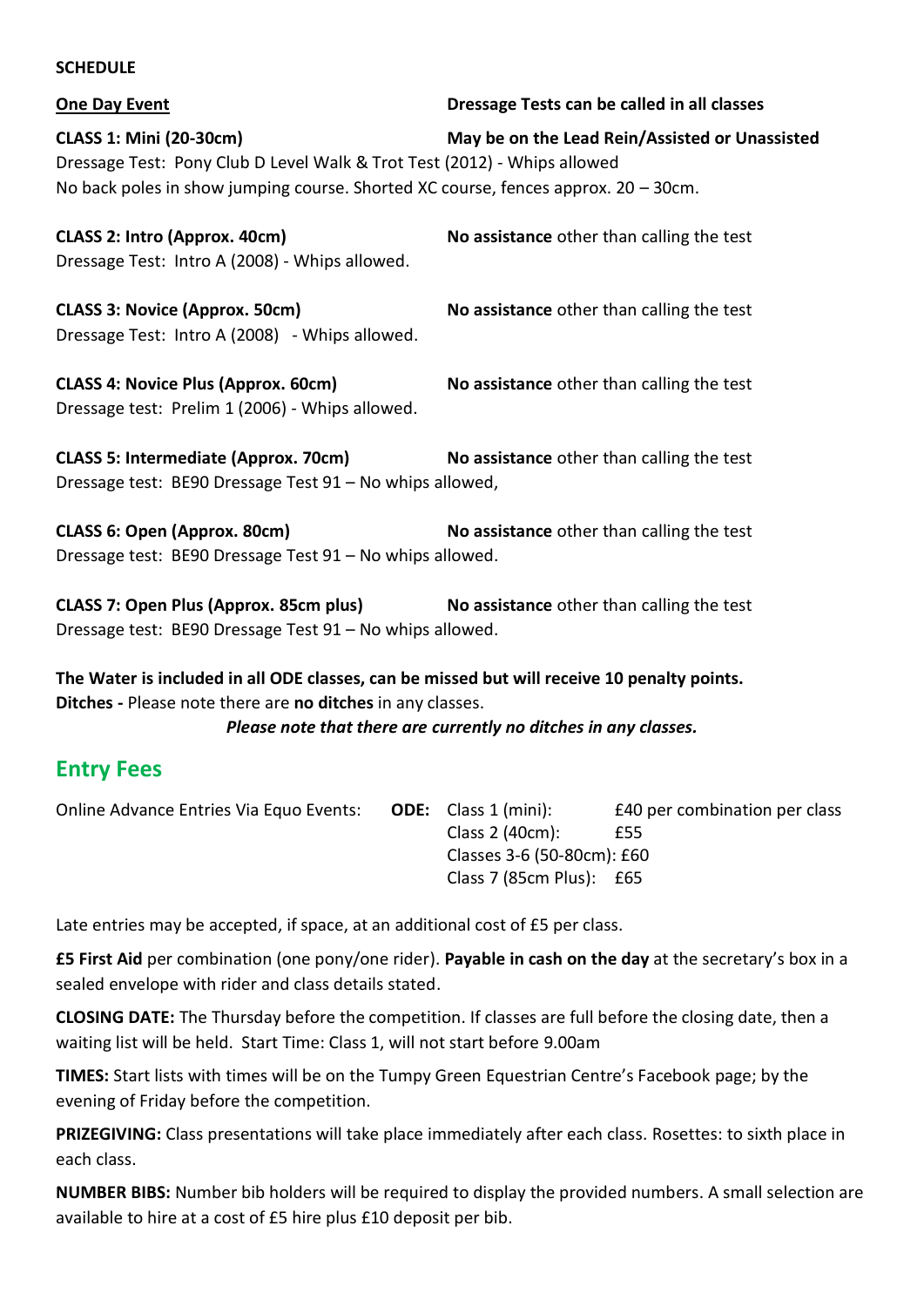**SCHEDULE**

**One Day Event** — **Dressage Tests can be called in all classes**

**CLASS 1: Mini (20-30cm)** — **May be on the Lead Rein/Assisted or Unassisted**
Dressage Test: Pony Club D Level Walk & Trot Test (2012) - Whips allowed
No back poles in show jumping course. Shorted XC course, fences approx. 20 – 30cm.

**CLASS 2: Intro (Approx. 40cm)** — **No assistance** other than calling the test
Dressage Test: Intro A (2008) - Whips allowed.

**CLASS 3: Novice (Approx. 50cm)** — **No assistance** other than calling the test
Dressage Test: Intro A (2008) - Whips allowed.

**CLASS 4: Novice Plus (Approx. 60cm)** — **No assistance** other than calling the test
Dressage test: Prelim 1 (2006) - Whips allowed.

**CLASS 5: Intermediate (Approx. 70cm)** — **No assistance** other than calling the test
Dressage test: BE90 Dressage Test 91 – No whips allowed,

**CLASS 6: Open (Approx. 80cm)** — **No assistance** other than calling the test
Dressage test: BE90 Dressage Test 91 – No whips allowed.

**CLASS 7: Open Plus (Approx. 85cm plus)** — **No assistance** other than calling the test
Dressage test: BE90 Dressage Test 91 – No whips allowed.

**The Water is included in all ODE classes, can be missed but will receive 10 penalty points.**
**Ditches -** Please note there are **no ditches** in any classes.

***Please note that there are currently no ditches in any classes.***

## Entry Fees

Online Advance Entries Via Equo Events: **ODE:**

| Class | Fee |
|---|---|
| Class 1 (mini): | £40 per combination per class |
| Class 2 (40cm): | £55 |
| Classes 3-6 (50-80cm): | £60 |
| Class 7 (85cm Plus): | £65 |

Late entries may be accepted, if space, at an additional cost of £5 per class.

**£5 First Aid** per combination (one pony/one rider). **Payable in cash on the day** at the secretary's box in a sealed envelope with rider and class details stated.

**CLOSING DATE:** The Thursday before the competition. If classes are full before the closing date, then a waiting list will be held. Start Time: Class 1, will not start before 9.00am

**TIMES:** Start lists with times will be on the Tumpy Green Equestrian Centre's Facebook page; by the evening of Friday before the competition.

**PRIZEGIVING:** Class presentations will take place immediately after each class. Rosettes: to sixth place in each class.

**NUMBER BIBS:** Number bib holders will be required to display the provided numbers. A small selection are available to hire at a cost of £5 hire plus £10 deposit per bib.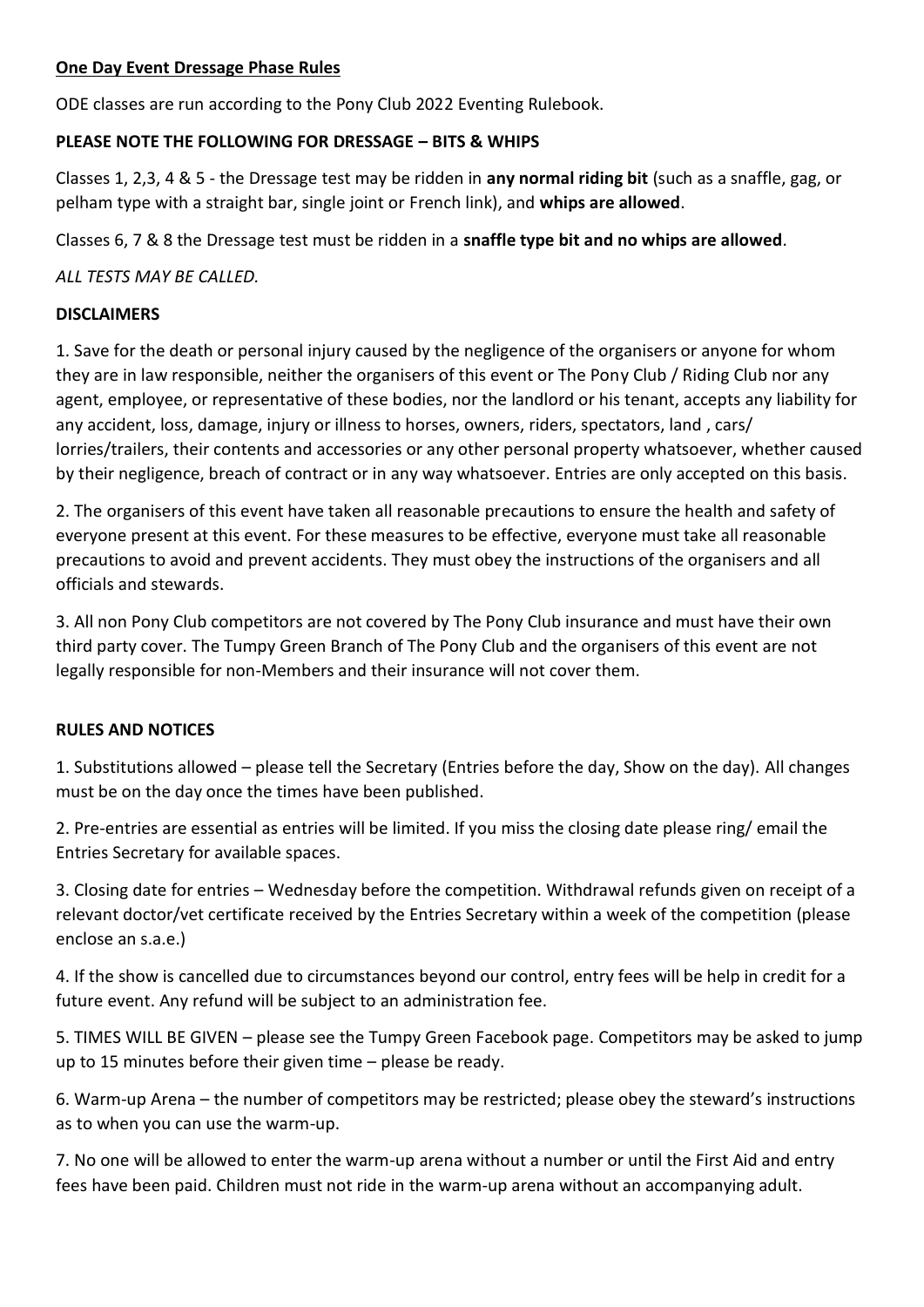**One Day Event Dressage Phase Rules**

ODE classes are run according to the Pony Club 2022 Eventing Rulebook.

**PLEASE NOTE THE FOLLOWING FOR DRESSAGE – BITS & WHIPS**

Classes 1, 2,3, 4 & 5 - the Dressage test may be ridden in **any normal riding bit** (such as a snaffle, gag, or pelham type with a straight bar, single joint or French link), and **whips are allowed**.

Classes 6, 7 & 8 the Dressage test must be ridden in a **snaffle type bit and no whips are allowed**.

*ALL TESTS MAY BE CALLED.*

**DISCLAIMERS**

1. Save for the death or personal injury caused by the negligence of the organisers or anyone for whom they are in law responsible, neither the organisers of this event or The Pony Club / Riding Club nor any agent, employee, or representative of these bodies, nor the landlord or his tenant, accepts any liability for any accident, loss, damage, injury or illness to horses, owners, riders, spectators, land , cars/ lorries/trailers, their contents and accessories or any other personal property whatsoever, whether caused by their negligence, breach of contract or in any way whatsoever. Entries are only accepted on this basis.

2. The organisers of this event have taken all reasonable precautions to ensure the health and safety of everyone present at this event. For these measures to be effective, everyone must take all reasonable precautions to avoid and prevent accidents. They must obey the instructions of the organisers and all officials and stewards.

3. All non Pony Club competitors are not covered by The Pony Club insurance and must have their own third party cover. The Tumpy Green Branch of The Pony Club and the organisers of this event are not legally responsible for non-Members and their insurance will not cover them.

**RULES AND NOTICES**

1. Substitutions allowed – please tell the Secretary (Entries before the day, Show on the day). All changes must be on the day once the times have been published.

2. Pre-entries are essential as entries will be limited. If you miss the closing date please ring/ email the Entries Secretary for available spaces.

3. Closing date for entries – Wednesday before the competition. Withdrawal refunds given on receipt of a relevant doctor/vet certificate received by the Entries Secretary within a week of the competition (please enclose an s.a.e.)

4. If the show is cancelled due to circumstances beyond our control, entry fees will be help in credit for a future event. Any refund will be subject to an administration fee.

5. TIMES WILL BE GIVEN – please see the Tumpy Green Facebook page. Competitors may be asked to jump up to 15 minutes before their given time – please be ready.

6. Warm-up Arena – the number of competitors may be restricted; please obey the steward's instructions as to when you can use the warm-up.

7. No one will be allowed to enter the warm-up arena without a number or until the First Aid and entry fees have been paid. Children must not ride in the warm-up arena without an accompanying adult.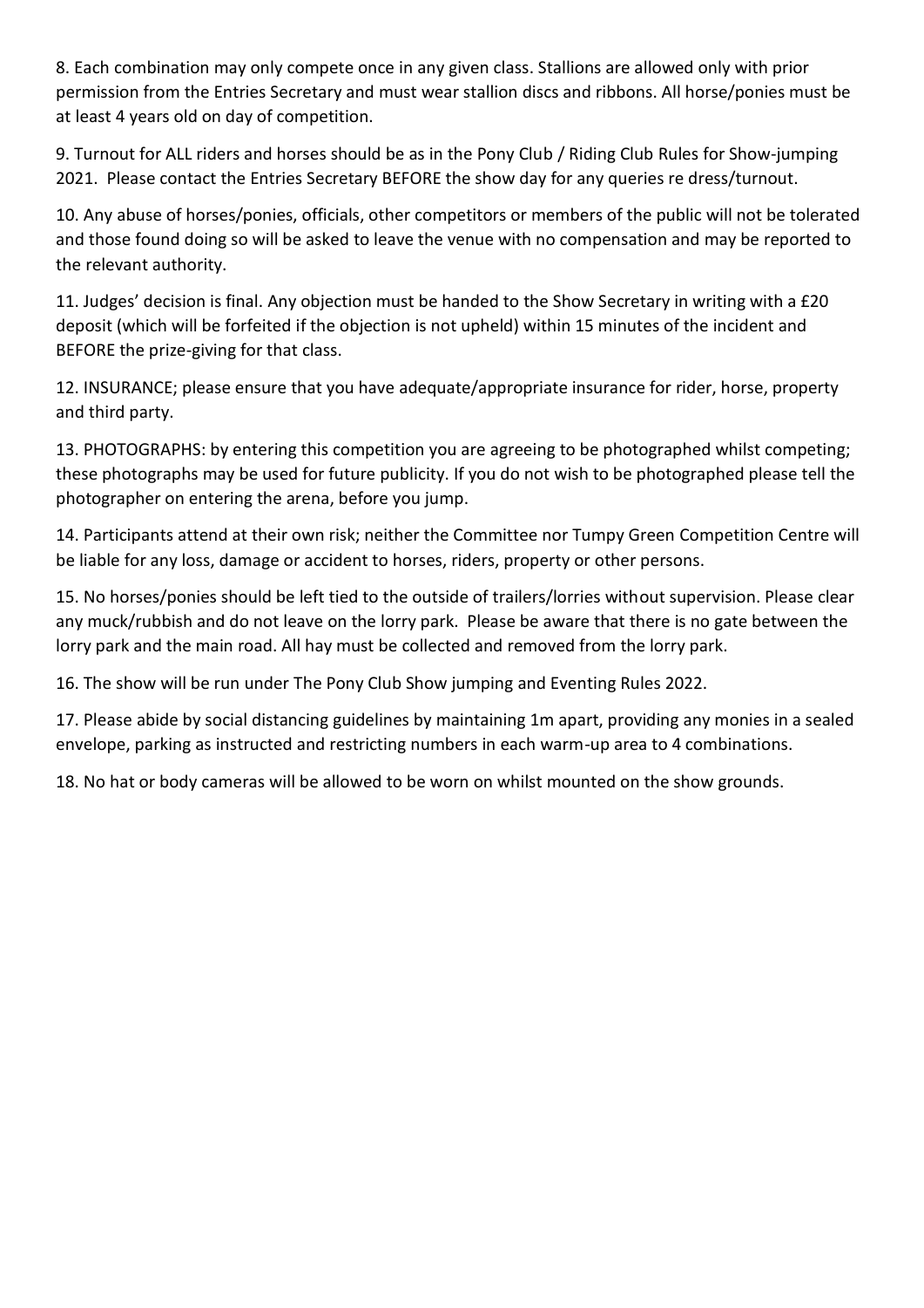8. Each combination may only compete once in any given class. Stallions are allowed only with prior permission from the Entries Secretary and must wear stallion discs and ribbons. All horse/ponies must be at least 4 years old on day of competition.

9. Turnout for ALL riders and horses should be as in the Pony Club / Riding Club Rules for Show-jumping 2021. Please contact the Entries Secretary BEFORE the show day for any queries re dress/turnout.

10. Any abuse of horses/ponies, officials, other competitors or members of the public will not be tolerated and those found doing so will be asked to leave the venue with no compensation and may be reported to the relevant authority.

11. Judges' decision is final. Any objection must be handed to the Show Secretary in writing with a £20 deposit (which will be forfeited if the objection is not upheld) within 15 minutes of the incident and BEFORE the prize-giving for that class.

12. INSURANCE; please ensure that you have adequate/appropriate insurance for rider, horse, property and third party.

13. PHOTOGRAPHS: by entering this competition you are agreeing to be photographed whilst competing; these photographs may be used for future publicity. If you do not wish to be photographed please tell the photographer on entering the arena, before you jump.

14. Participants attend at their own risk; neither the Committee nor Tumpy Green Competition Centre will be liable for any loss, damage or accident to horses, riders, property or other persons.

15. No horses/ponies should be left tied to the outside of trailers/lorries without supervision. Please clear any muck/rubbish and do not leave on the lorry park. Please be aware that there is no gate between the lorry park and the main road. All hay must be collected and removed from the lorry park.

16. The show will be run under The Pony Club Show jumping and Eventing Rules 2022.

17. Please abide by social distancing guidelines by maintaining 1m apart, providing any monies in a sealed envelope, parking as instructed and restricting numbers in each warm-up area to 4 combinations.

18. No hat or body cameras will be allowed to be worn on whilst mounted on the show grounds.